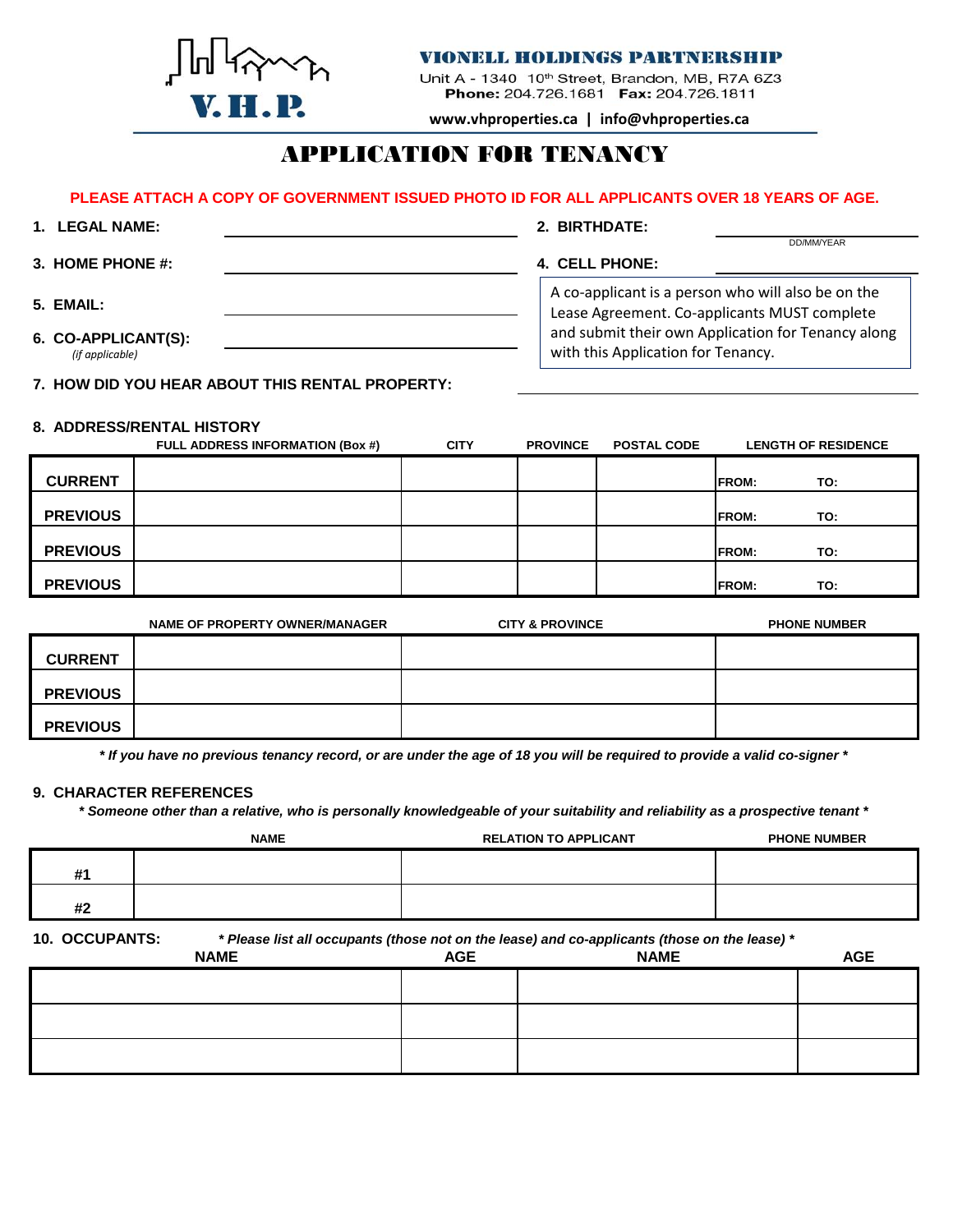**V.H.P.**

**VIONELL HOLDINGS PARTNERSHIP**

Unit A - 1340 10th Street, Brandon, MB, R7A 6Z3

**Phone:** 204.726.1681 **Fax:** 204.726.1811

**www.vhproperties.ca | info@vhproperties.ca**

# APPLICATION FOR TENANCY

**PLEASE ATTACH A COPY OF GOVERNMENT ISSUED PHOTO ID FOR ALL APPLICANTS OVER 18 YEARS OF AGE.**

**1. LEGAL NAME:** ______________________

**2. BIRTHDATE:** ______________________ DD/MM/YEAR

**3. HOME PHONE #:** ______________________

**4. CELL PHONE:** ______________________

**5. EMAIL:** ______________________

**6. CO-APPLICANT(S):** ______________________
*(if applicable)*

A co-applicant is a person who will also be on the Lease Agreement. Co-applicants MUST complete and submit their own Application for Tenancy along with this Application for Tenancy.

**7. HOW DID YOU HEAR ABOUT THIS RENTAL PROPERTY:** ______________________

**8. ADDRESS/RENTAL HISTORY**

| | FULL ADDRESS INFORMATION (Box #) | CITY | PROVINCE | POSTAL CODE | LENGTH OF RESIDENCE |
|---|---|---|---|---|---|
| **CURRENT** | | | | | FROM: TO: |
| **PREVIOUS** | | | | | FROM: TO: |
| **PREVIOUS** | | | | | FROM: TO: |
| **PREVIOUS** | | | | | FROM: TO: |

| | NAME OF PROPERTY OWNER/MANAGER | CITY & PROVINCE | PHONE NUMBER |
|---|---|---|---|
| **CURRENT** | | | |
| **PREVIOUS** | | | |
| **PREVIOUS** | | | |

***\* If you have no previous tenancy record, or are under the age of 18 you will be required to provide a valid co-signer \****

**9. CHARACTER REFERENCES**

***\* Someone other than a relative, who is personally knowledgeable of your suitability and reliability as a prospective tenant \****

| | NAME | RELATION TO APPLICANT | PHONE NUMBER |
|---|---|---|---|
| **#1** | | | |
| **#2** | | | |

**10. OCCUPANTS:** ***\* Please list all occupants (those not on the lease) and co-applicants (those on the lease) \****

| NAME | AGE | NAME | AGE |
|---|---|---|---|
| | | | |
| | | | |
| | | | |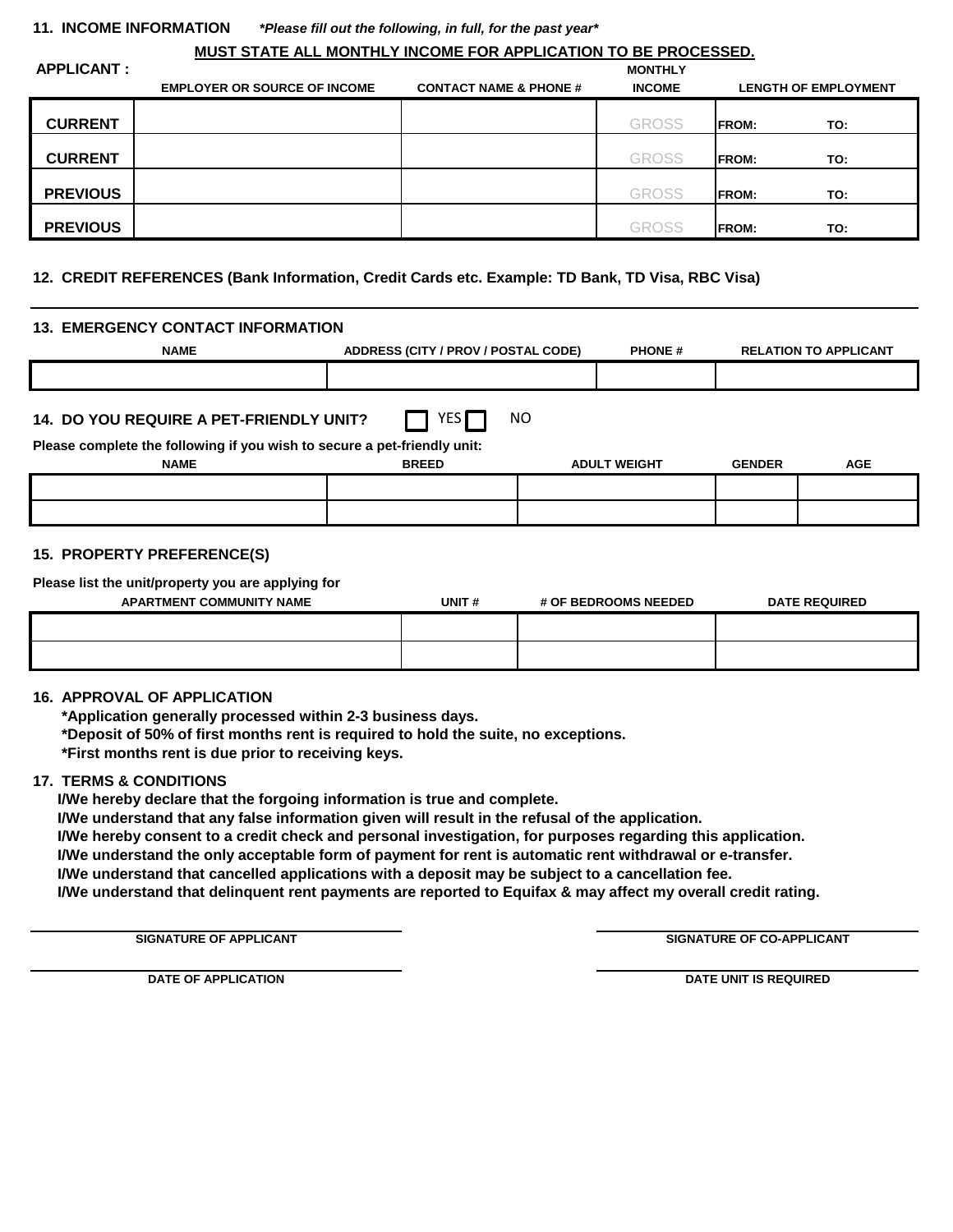**11. INCOME INFORMATION** ***\*Please fill out the following, in full, for the past year\****

**MUST STATE ALL MONTHLY INCOME FOR APPLICATION TO BE PROCESSED.**

**APPLICANT :**

| | EMPLOYER OR SOURCE OF INCOME | CONTACT NAME & PHONE # | MONTHLY INCOME | LENGTH OF EMPLOYMENT |
|---|---|---|---|---|
| **CURRENT** | | | GROSS | **FROM:** **TO:** |
| **CURRENT** | | | GROSS | **FROM:** **TO:** |
| **PREVIOUS** | | | GROSS | **FROM:** **TO:** |
| **PREVIOUS** | | | GROSS | **FROM:** **TO:** |

**12. CREDIT REFERENCES (Bank Information, Credit Cards etc. Example: TD Bank, TD Visa, RBC Visa)**

**13. EMERGENCY CONTACT INFORMATION**

| NAME | ADDRESS (CITY / PROV / POSTAL CODE) | PHONE # | RELATION TO APPLICANT |
|---|---|---|---|
| | | | |

**14. DO YOU REQUIRE A PET-FRIENDLY UNIT?** ☐ YES ☐ NO

**Please complete the following if you wish to secure a pet-friendly unit:**

| NAME | BREED | ADULT WEIGHT | GENDER | AGE |
|---|---|---|---|---|
| | | | | |
| | | | | |

**15. PROPERTY PREFERENCE(S)**

**Please list the unit/property you are applying for**

| APARTMENT COMMUNITY NAME | UNIT # | # OF BEDROOMS NEEDED | DATE REQUIRED |
|---|---|---|---|
| | | | |
| | | | |

**16. APPROVAL OF APPLICATION**

**\*Application generally processed within 2-3 business days.**
**\*Deposit of 50% of first months rent is required to hold the suite, no exceptions.**
**\*First months rent is due prior to receiving keys.**

**17. TERMS & CONDITIONS**

**I/We hereby declare that the forgoing information is true and complete.**
**I/We understand that any false information given will result in the refusal of the application.**
**I/We hereby consent to a credit check and personal investigation, for purposes regarding this application.**
**I/We understand the only acceptable form of payment for rent is automatic rent withdrawal or e-transfer.**
**I/We understand that cancelled applications with a deposit may be subject to a cancellation fee.**
**I/We understand that delinquent rent payments are reported to Equifax & may affect my overall credit rating.**

**SIGNATURE OF APPLICANT** ____________________ **SIGNATURE OF CO-APPLICANT** ____________________

**DATE OF APPLICATION** ____________________ **DATE UNIT IS REQUIRED** ____________________